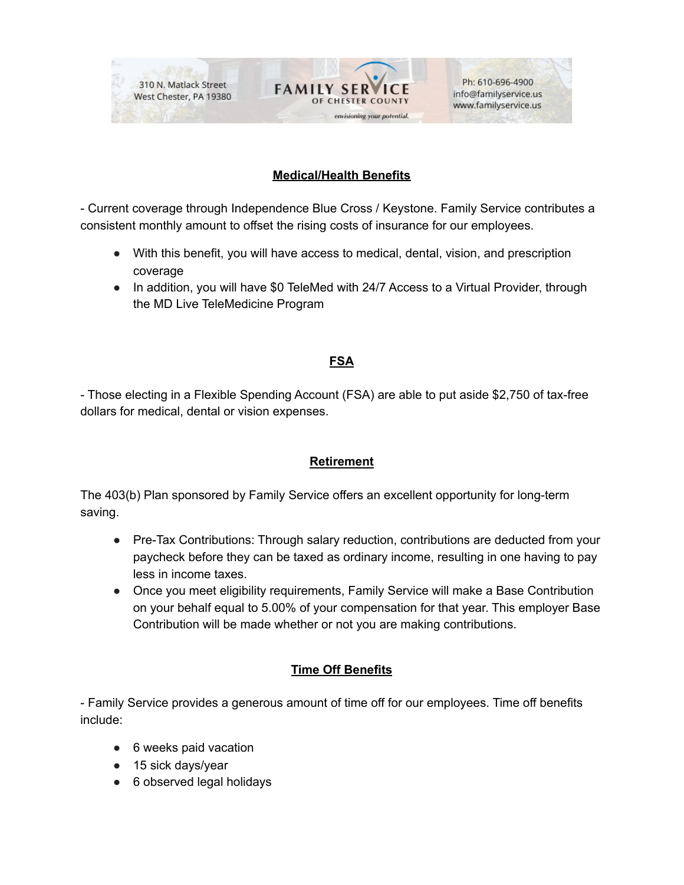310 N. Matlack Street
West Chester, PA 19380

FAMILY SERVICE OF CHESTER COUNTY
*envisioning your potential.*

Ph: 610-696-4900
info@familyservice.us
www.familyservice.us

## Medical/Health Benefits

- Current coverage through Independence Blue Cross / Keystone. Family Service contributes a consistent monthly amount to offset the rising costs of insurance for our employees.

  - With this benefit, you will have access to medical, dental, vision, and prescription coverage
  - In addition, you will have $0 TeleMed with 24/7 Access to a Virtual Provider, through the MD Live TeleMedicine Program

## FSA

- Those electing in a Flexible Spending Account (FSA) are able to put aside $2,750 of tax-free dollars for medical, dental or vision expenses.

## Retirement

The 403(b) Plan sponsored by Family Service offers an excellent opportunity for long-term saving.

- Pre-Tax Contributions: Through salary reduction, contributions are deducted from your paycheck before they can be taxed as ordinary income, resulting in one having to pay less in income taxes.
- Once you meet eligibility requirements, Family Service will make a Base Contribution on your behalf equal to 5.00% of your compensation for that year. This employer Base Contribution will be made whether or not you are making contributions.

## Time Off Benefits

- Family Service provides a generous amount of time off for our employees. Time off benefits include:

  - 6 weeks paid vacation
  - 15 sick days/year
  - 6 observed legal holidays